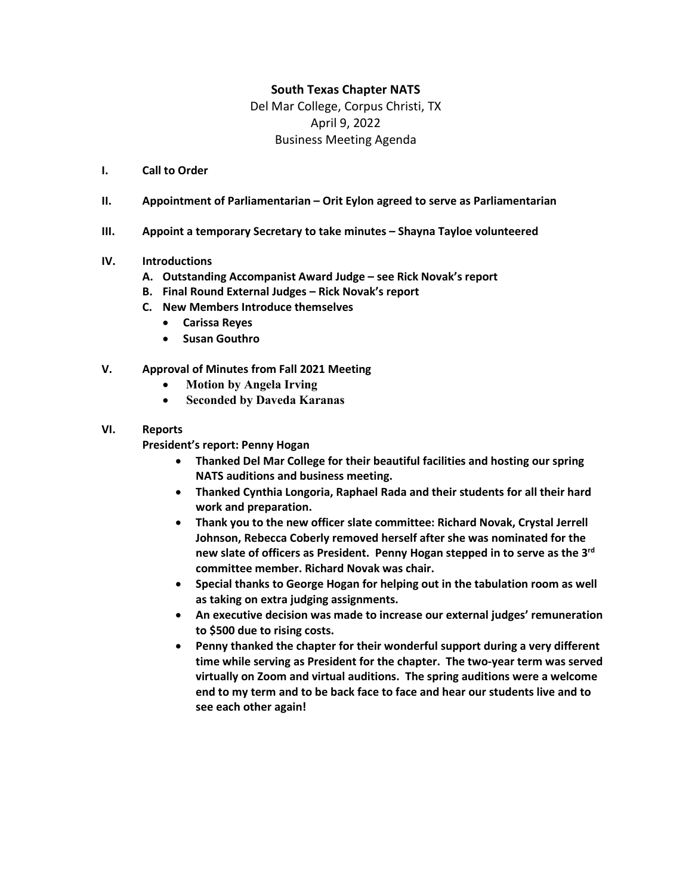**South Texas Chapter NATS**

Del Mar College, Corpus Christi, TX

April 9, 2022

Business Meeting Agenda

**I. Call to Order**

**II. Appointment of Parliamentarian – Orit Eylon agreed to serve as Parliamentarian**

**III. Appoint a temporary Secretary to take minutes – Shayna Tayloe volunteered**

**IV. Introductions**

**A. Outstanding Accompanist Award Judge – see Rick Novak's report**

**B. Final Round External Judges – Rick Novak's report**

**C. New Members Introduce themselves**

- **Carissa Reyes**
- **Susan Gouthro**

**V. Approval of Minutes from Fall 2021 Meeting**

- **Motion by Angela Irving**
- **Seconded by Daveda Karanas**

**VI. Reports**

**President's report: Penny Hogan**

- **Thanked Del Mar College for their beautiful facilities and hosting our spring NATS auditions and business meeting.**
- **Thanked Cynthia Longoria, Raphael Rada and their students for all their hard work and preparation.**
- **Thank you to the new officer slate committee: Richard Novak, Crystal Jerrell Johnson, Rebecca Coberly removed herself after she was nominated for the new slate of officers as President. Penny Hogan stepped in to serve as the 3rd committee member. Richard Novak was chair.**
- **Special thanks to George Hogan for helping out in the tabulation room as well as taking on extra judging assignments.**
- **An executive decision was made to increase our external judges' remuneration to $500 due to rising costs.**
- **Penny thanked the chapter for their wonderful support during a very different time while serving as President for the chapter. The two-year term was served virtually on Zoom and virtual auditions. The spring auditions were a welcome end to my term and to be back face to face and hear our students live and to see each other again!**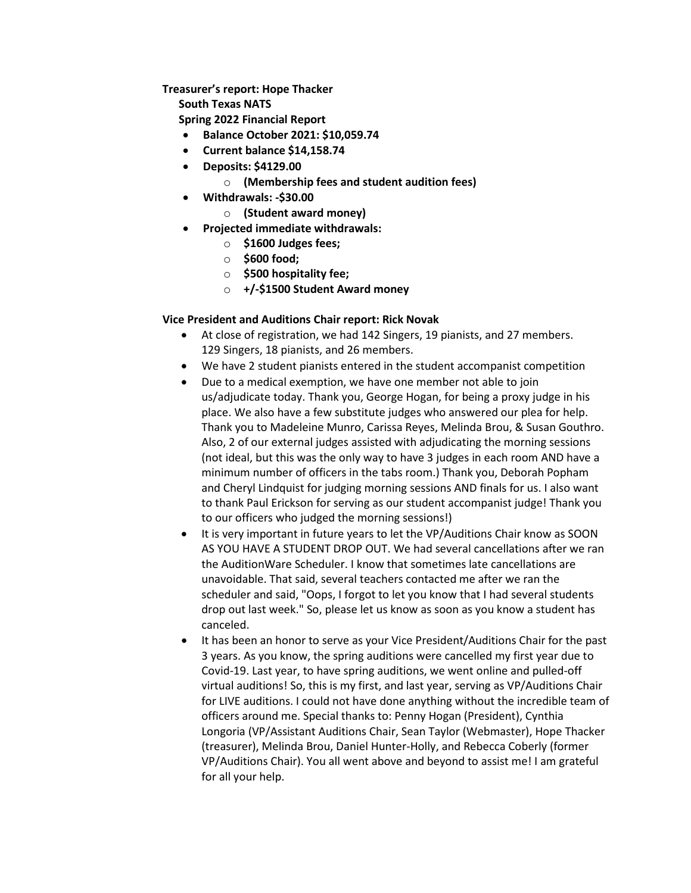**Treasurer's report: Hope Thacker**

**South Texas NATS**

**Spring 2022 Financial Report**

- **Balance October 2021: $10,059.74**
- **Current balance $14,158.74**
- **Deposits: $4129.00**
  - **(Membership fees and student audition fees)**
- **Withdrawals: -$30.00**
  - **(Student award money)**
- **Projected immediate withdrawals:**
  - **$1600 Judges fees;**
  - **$600 food;**
  - **$500 hospitality fee;**
  - **+/-$1500 Student Award money**

**Vice President and Auditions Chair report: Rick Novak**

- At close of registration, we had 142 Singers, 19 pianists, and 27 members. 129 Singers, 18 pianists, and 26 members.
- We have 2 student pianists entered in the student accompanist competition
- Due to a medical exemption, we have one member not able to join us/adjudicate today. Thank you, George Hogan, for being a proxy judge in his place. We also have a few substitute judges who answered our plea for help. Thank you to Madeleine Munro, Carissa Reyes, Melinda Brou, & Susan Gouthro. Also, 2 of our external judges assisted with adjudicating the morning sessions (not ideal, but this was the only way to have 3 judges in each room AND have a minimum number of officers in the tabs room.) Thank you, Deborah Popham and Cheryl Lindquist for judging morning sessions AND finals for us. I also want to thank Paul Erickson for serving as our student accompanist judge! Thank you to our officers who judged the morning sessions!)
- It is very important in future years to let the VP/Auditions Chair know as SOON AS YOU HAVE A STUDENT DROP OUT. We had several cancellations after we ran the AuditionWare Scheduler. I know that sometimes late cancellations are unavoidable. That said, several teachers contacted me after we ran the scheduler and said, "Oops, I forgot to let you know that I had several students drop out last week." So, please let us know as soon as you know a student has canceled.
- It has been an honor to serve as your Vice President/Auditions Chair for the past 3 years. As you know, the spring auditions were cancelled my first year due to Covid-19. Last year, to have spring auditions, we went online and pulled-off virtual auditions! So, this is my first, and last year, serving as VP/Auditions Chair for LIVE auditions. I could not have done anything without the incredible team of officers around me. Special thanks to: Penny Hogan (President), Cynthia Longoria (VP/Assistant Auditions Chair, Sean Taylor (Webmaster), Hope Thacker (treasurer), Melinda Brou, Daniel Hunter-Holly, and Rebecca Coberly (former VP/Auditions Chair). You all went above and beyond to assist me! I am grateful for all your help.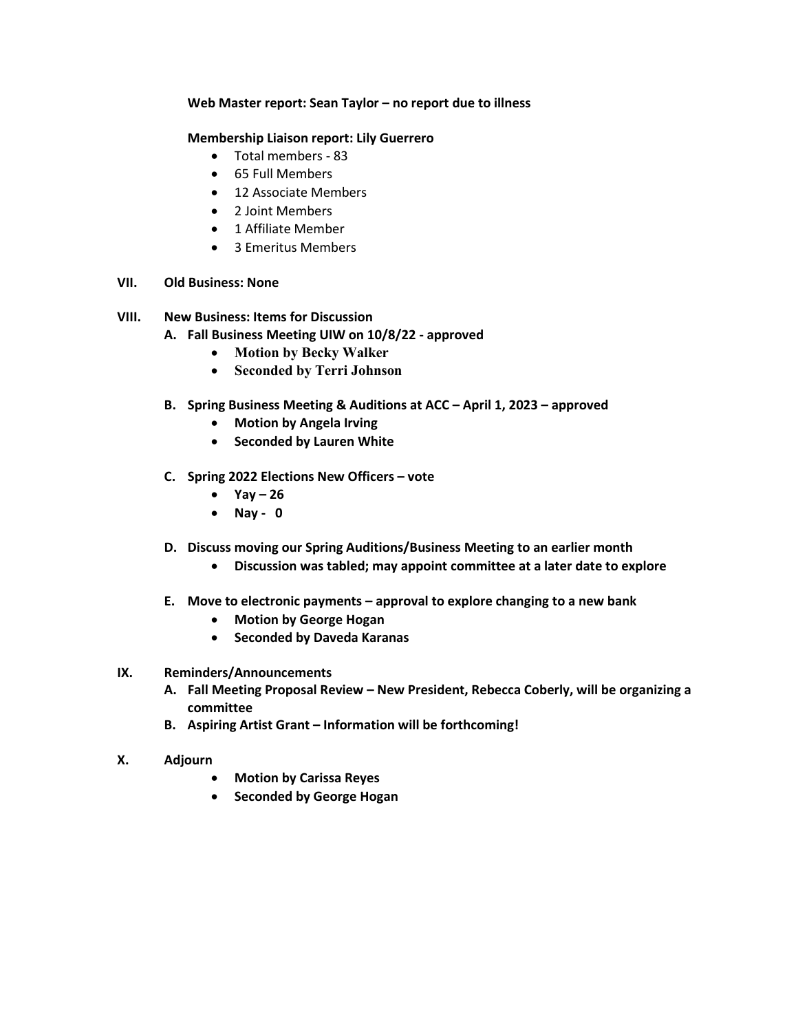**Web Master report: Sean Taylor – no report due to illness**

**Membership Liaison report: Lily Guerrero**

- Total members - 83
- 65 Full Members
- 12 Associate Members
- 2 Joint Members
- 1 Affiliate Member
- 3 Emeritus Members

**VII. Old Business: None**

**VIII. New Business: Items for Discussion**

**A. Fall Business Meeting UIW on 10/8/22 - approved**

- **Motion by Becky Walker**
- **Seconded by Terri Johnson**

**B. Spring Business Meeting & Auditions at ACC – April 1, 2023 – approved**

- **Motion by Angela Irving**
- **Seconded by Lauren White**

**C. Spring 2022 Elections New Officers – vote**

- **Yay – 26**
- **Nay - 0**

**D. Discuss moving our Spring Auditions/Business Meeting to an earlier month**

- **Discussion was tabled; may appoint committee at a later date to explore**

**E. Move to electronic payments – approval to explore changing to a new bank**

- **Motion by George Hogan**
- **Seconded by Daveda Karanas**

**IX. Reminders/Announcements**

**A. Fall Meeting Proposal Review – New President, Rebecca Coberly, will be organizing a committee**

**B. Aspiring Artist Grant – Information will be forthcoming!**

**X. Adjourn**

- **Motion by Carissa Reyes**
- **Seconded by George Hogan**